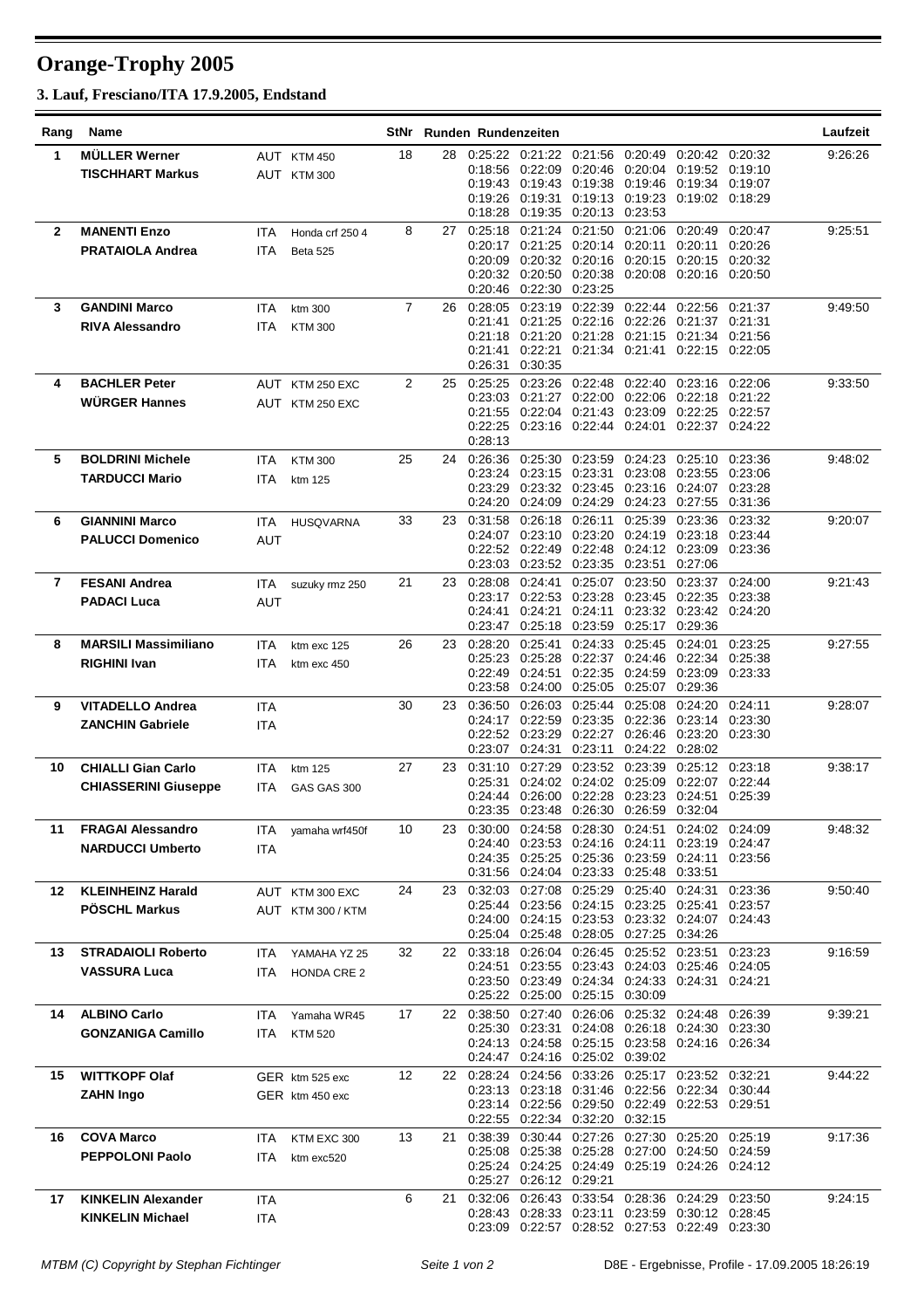# Orange-Trophy 2005

### 3. Lauf, Fresciano/ITA 17.9.2005, Endstand

| Rang | Name | | | StNr | Runden | Rundenzeiten | Laufzeit |
|---|---|---|---|---|---|---|---|
| 1 | MÜLLER Werner | AUT | KTM 450 | 18 | 28 | 0:25:22 0:21:22 0:21:56 0:20:49 0:20:42 0:20:32 | 9:26:26 |
| | TISCHHART Markus | AUT | KTM 300 | | | 0:18:56 0:22:09 0:20:46 0:20:04 0:19:52 0:19:10 | |
| | | | | | | 0:19:43 0:19:43 0:19:38 0:19:46 0:19:34 0:19:07 | |
| | | | | | | 0:19:26 0:19:31 0:19:13 0:19:23 0:19:02 0:18:29 | |
| | | | | | | 0:18:28 0:19:35 0:20:13 0:23:53 | |
| 2 | MANENTI Enzo | ITA | Honda crf 250 4 | 8 | 27 | 0:25:18 0:21:24 0:21:50 0:21:06 0:20:49 0:20:47 | 9:25:51 |
| | PRATAIOLA Andrea | ITA | Beta 525 | | | 0:20:17 0:21:25 0:20:14 0:20:11 0:20:11 0:20:26 | |
| | | | | | | 0:20:09 0:20:32 0:20:16 0:20:15 0:20:15 0:20:32 | |
| | | | | | | 0:20:32 0:20:50 0:20:38 0:20:08 0:20:16 0:20:50 | |
| | | | | | | 0:20:46 0:22:30 0:23:25 | |
| 3 | GANDINI Marco | ITA | ktm 300 | 7 | 26 | 0:28:05 0:23:19 0:22:39 0:22:44 0:22:56 0:21:37 | 9:49:50 |
| | RIVA Alessandro | ITA | KTM 300 | | | 0:21:41 0:21:25 0:22:16 0:22:26 0:21:37 0:21:31 | |
| | | | | | | 0:21:18 0:21:20 0:21:28 0:21:15 0:21:34 0:21:56 | |
| | | | | | | 0:21:41 0:22:21 0:21:34 0:21:41 0:22:15 0:22:05 | |
| | | | | | | 0:26:31 0:30:35 | |
| 4 | BACHLER Peter | AUT | KTM 250 EXC | 2 | 25 | 0:25:25 0:23:26 0:22:48 0:22:40 0:23:16 0:22:06 | 9:33:50 |
| | WÜRGER Hannes | AUT | KTM 250 EXC | | | 0:23:03 0:21:27 0:22:00 0:22:06 0:22:18 0:21:22 | |
| | | | | | | 0:21:55 0:22:04 0:21:43 0:23:09 0:22:25 0:22:57 | |
| | | | | | | 0:22:25 0:23:16 0:22:44 0:24:01 0:22:37 0:24:22 | |
| | | | | | | 0:28:13 | |
| 5 | BOLDRINI Michele | ITA | KTM 300 | 25 | 24 | 0:26:36 0:25:30 0:23:59 0:24:23 0:25:10 0:23:36 | 9:48:02 |
| | TARDUCCI Mario | ITA | ktm 125 | | | 0:23:24 0:23:15 0:23:31 0:23:08 0:23:55 0:23:06 | |
| | | | | | | 0:23:29 0:23:32 0:23:45 0:23:16 0:24:07 0:23:28 | |
| | | | | | | 0:24:20 0:24:09 0:24:29 0:24:23 0:27:55 0:31:36 | |
| 6 | GIANNINI Marco | ITA | HUSQVARNA | 33 | 23 | 0:31:58 0:26:18 0:26:11 0:25:39 0:23:36 0:23:32 | 9:20:07 |
| | PALUCCI Domenico | AUT | | | | 0:24:07 0:23:10 0:23:20 0:24:19 0:23:18 0:23:44 | |
| | | | | | | 0:22:52 0:22:49 0:22:48 0:24:12 0:23:09 0:23:36 | |
| | | | | | | 0:23:03 0:23:52 0:23:35 0:23:51 0:27:06 | |
| 7 | FESANI Andrea | ITA | suzuky rmz 250 | 21 | 23 | 0:28:08 0:24:41 0:25:07 0:23:50 0:23:37 0:24:00 | 9:21:43 |
| | PADACI Luca | AUT | | | | 0:23:17 0:22:53 0:23:28 0:23:45 0:22:35 0:23:38 | |
| | | | | | | 0:24:41 0:24:21 0:24:11 0:23:32 0:23:42 0:24:20 | |
| | | | | | | 0:23:47 0:25:18 0:23:59 0:25:17 0:29:36 | |
| 8 | MARSILI Massimiliano | ITA | ktm exc 125 | 26 | 23 | 0:28:20 0:25:41 0:24:33 0:25:45 0:24:01 0:23:25 | 9:27:55 |
| | RIGHINI Ivan | ITA | ktm exc 450 | | | 0:25:23 0:25:28 0:22:37 0:24:46 0:22:34 0:25:38 | |
| | | | | | | 0:22:49 0:24:51 0:22:35 0:24:59 0:23:09 0:23:33 | |
| | | | | | | 0:23:58 0:24:00 0:25:05 0:25:07 0:29:36 | |
| 9 | VITADELLO Andrea | ITA | | 30 | 23 | 0:36:50 0:26:03 0:25:44 0:25:08 0:24:20 0:24:11 | 9:28:07 |
| | ZANCHIN Gabriele | ITA | | | | 0:24:17 0:22:59 0:23:35 0:22:36 0:23:14 0:23:30 | |
| | | | | | | 0:22:52 0:23:29 0:22:27 0:26:46 0:23:20 0:23:30 | |
| | | | | | | 0:23:07 0:24:31 0:23:11 0:24:22 0:28:02 | |
| 10 | CHIALLI Gian Carlo | ITA | ktm 125 | 27 | 23 | 0:31:10 0:27:29 0:23:52 0:23:39 0:25:12 0:23:18 | 9:38:17 |
| | CHIASSERINI Giuseppe | ITA | GAS GAS 300 | | | 0:25:31 0:24:02 0:24:02 0:25:09 0:22:07 0:22:44 | |
| | | | | | | 0:24:44 0:26:00 0:22:28 0:23:23 0:24:51 0:25:39 | |
| | | | | | | 0:23:35 0:23:48 0:26:30 0:26:59 0:32:04 | |
| 11 | FRAGAI Alessandro | ITA | yamaha wrf450f | 10 | 23 | 0:30:00 0:24:58 0:28:30 0:24:51 0:24:02 0:24:09 | 9:48:32 |
| | NARDUCCI Umberto | ITA | | | | 0:24:40 0:23:53 0:24:16 0:24:11 0:23:19 0:24:47 | |
| | | | | | | 0:24:35 0:25:25 0:25:36 0:23:59 0:24:11 0:23:56 | |
| | | | | | | 0:31:56 0:24:04 0:23:33 0:25:48 0:33:51 | |
| 12 | KLEINHEINZ Harald | AUT | KTM 300 EXC | 24 | 23 | 0:32:03 0:27:08 0:25:29 0:25:40 0:24:31 0:23:36 | 9:50:40 |
| | PÖSCHL Markus | AUT | KTM 300 / KTM | | | 0:25:44 0:23:56 0:24:15 0:23:25 0:25:41 0:23:57 | |
| | | | | | | 0:24:00 0:24:15 0:23:53 0:23:32 0:24:07 0:24:43 | |
| | | | | | | 0:25:04 0:25:48 0:28:05 0:27:25 0:34:26 | |
| 13 | STRADAIOLI Roberto | ITA | YAMAHA YZ 25 | 32 | 22 | 0:33:18 0:26:04 0:26:45 0:25:52 0:23:51 0:23:23 | 9:16:59 |
| | VASSURA Luca | ITA | HONDA CRE 2 | | | 0:24:51 0:23:55 0:23:43 0:24:03 0:25:46 0:24:05 | |
| | | | | | | 0:23:50 0:23:49 0:24:34 0:24:33 0:24:31 0:24:21 | |
| | | | | | | 0:25:22 0:25:00 0:25:15 0:30:09 | |
| 14 | ALBINO Carlo | ITA | Yamaha WR45 | 17 | 22 | 0:38:50 0:27:40 0:26:06 0:25:32 0:24:48 0:26:39 | 9:39:21 |
| | GONZANIGA Camillo | ITA | KTM 520 | | | 0:25:30 0:23:31 0:24:08 0:26:18 0:24:30 0:23:30 | |
| | | | | | | 0:24:13 0:24:58 0:25:15 0:23:58 0:24:16 0:26:34 | |
| | | | | | | 0:24:47 0:24:16 0:25:02 0:39:02 | |
| 15 | WITTKOPF Olaf | GER | ktm 525 exc | 12 | 22 | 0:28:24 0:24:56 0:33:26 0:25:17 0:23:52 0:32:21 | 9:44:22 |
| | ZAHN Ingo | GER | ktm 450 exc | | | 0:23:13 0:23:18 0:31:46 0:22:56 0:22:34 0:30:44 | |
| | | | | | | 0:23:14 0:22:56 0:29:50 0:22:49 0:22:53 0:29:51 | |
| | | | | | | 0:22:55 0:22:34 0:32:20 0:32:15 | |
| 16 | COVA Marco | ITA | KTM EXC 300 | 13 | 21 | 0:38:39 0:30:44 0:27:26 0:27:30 0:25:20 0:25:19 | 9:17:36 |
| | PEPPOLONI Paolo | ITA | ktm exc520 | | | 0:25:08 0:25:38 0:25:28 0:27:00 0:24:50 0:24:59 | |
| | | | | | | 0:25:24 0:24:25 0:24:49 0:25:19 0:24:26 0:24:12 | |
| | | | | | | 0:25:27 0:26:12 0:29:21 | |
| 17 | KINKELIN Alexander | ITA | | 6 | 21 | 0:32:06 0:26:43 0:33:54 0:28:36 0:24:29 0:23:50 | 9:24:15 |
| | KINKELIN Michael | ITA | | | | 0:28:43 0:28:33 0:23:11 0:23:59 0:30:12 0:28:45 | |
| | | | | | | 0:23:09 0:22:57 0:28:52 0:27:53 0:22:49 0:23:30 | |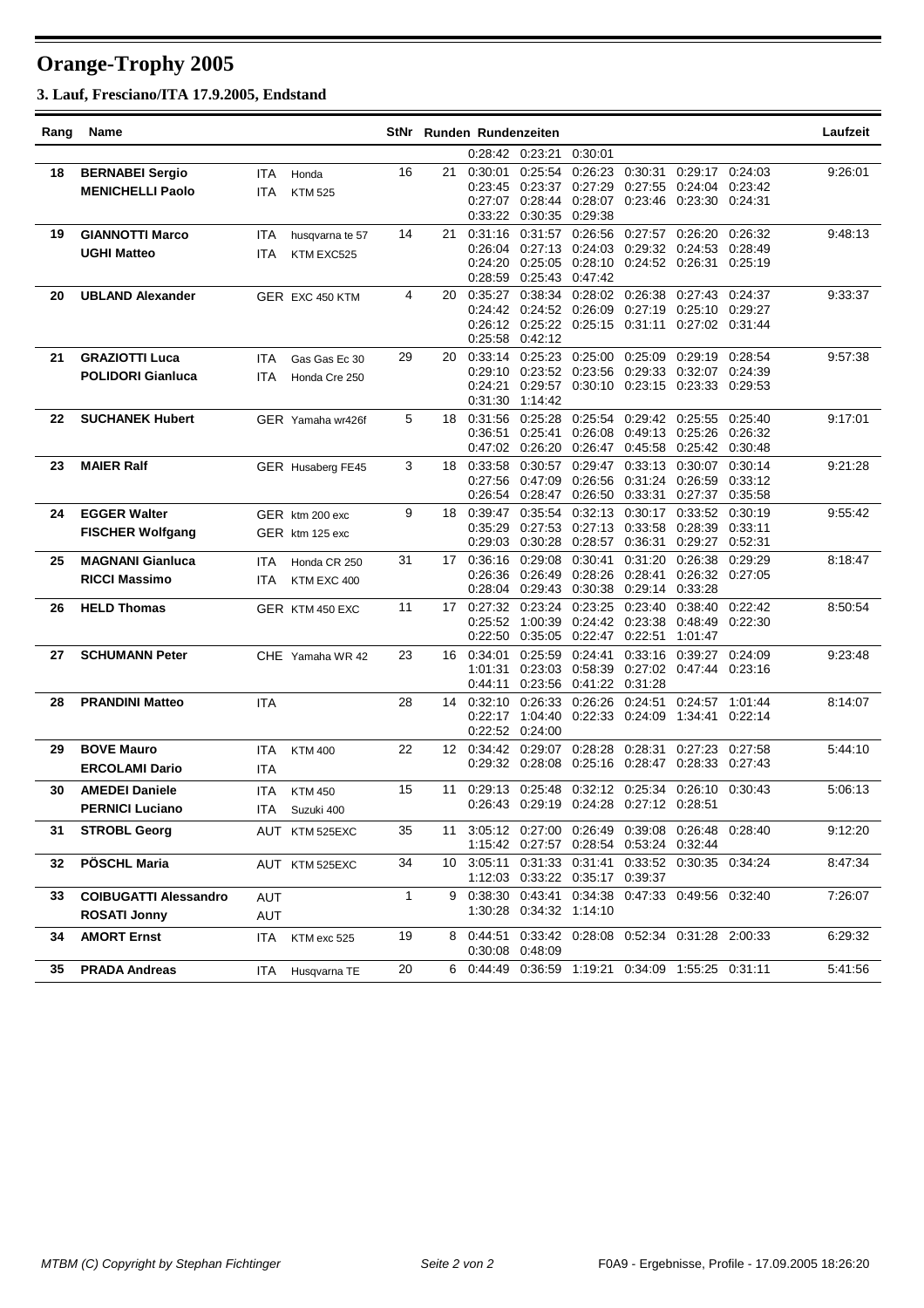# Orange-Trophy 2005

### 3. Lauf, Fresciano/ITA 17.9.2005, Endstand

| Rang | Name | | | StNr | Runden | Rundenzeiten | Laufzeit |
|---|---|---|---|---|---|---|---|
| | | | | | | 0:28:42 0:23:21 0:30:01 | |
| 18 | BERNABEI Sergio<br>MENICHELLI Paolo | ITA<br>ITA | Honda<br>KTM 525 | 16 | 21 | 0:30:01 0:25:54 0:26:23 0:30:31 0:29:17 0:24:03<br>0:23:45 0:23:37 0:27:29 0:27:55 0:24:04 0:23:42<br>0:27:07 0:28:44 0:28:07 0:23:46 0:23:30 0:24:31<br>0:33:22 0:30:35 0:29:38 | 9:26:01 |
| 19 | GIANNOTTI Marco<br>UGHI Matteo | ITA<br>ITA | husqvarna te 57<br>KTM EXC525 | 14 | 21 | 0:31:16 0:31:57 0:26:56 0:27:57 0:26:20 0:26:32<br>0:26:04 0:27:13 0:24:03 0:29:32 0:24:53 0:28:49<br>0:24:20 0:25:05 0:28:10 0:24:52 0:26:31 0:25:19<br>0:28:59 0:25:43 0:47:42 | 9:48:13 |
| 20 | UBLAND Alexander | GER | EXC 450 KTM | 4 | 20 | 0:35:27 0:38:34 0:28:02 0:26:38 0:27:43 0:24:37<br>0:24:42 0:24:52 0:26:09 0:27:19 0:25:10 0:29:27<br>0:26:12 0:25:22 0:25:15 0:31:11 0:27:02 0:31:44<br>0:25:58 0:42:12 | 9:33:37 |
| 21 | GRAZIOTTI Luca<br>POLIDORI Gianluca | ITA<br>ITA | Gas Gas Ec 30<br>Honda Cre 250 | 29 | 20 | 0:33:14 0:25:23 0:25:00 0:25:09 0:29:19 0:28:54<br>0:29:10 0:23:52 0:23:56 0:29:33 0:32:07 0:24:39<br>0:24:21 0:29:57 0:30:10 0:23:15 0:23:33 0:29:53<br>0:31:30 1:14:42 | 9:57:38 |
| 22 | SUCHANEK Hubert | GER | Yamaha wr426f | 5 | 18 | 0:31:56 0:25:28 0:25:54 0:29:42 0:25:55 0:25:40<br>0:36:51 0:25:41 0:26:08 0:49:13 0:25:26 0:26:32<br>0:47:02 0:26:20 0:26:47 0:45:58 0:25:42 0:30:48 | 9:17:01 |
| 23 | MAIER Ralf | GER | Husaberg FE45 | 3 | 18 | 0:33:58 0:30:57 0:29:47 0:33:13 0:30:07 0:30:14<br>0:27:56 0:47:09 0:26:56 0:31:24 0:26:59 0:33:12<br>0:26:54 0:28:47 0:26:50 0:33:31 0:27:37 0:35:58 | 9:21:28 |
| 24 | EGGER Walter<br>FISCHER Wolfgang | GER<br>GER | ktm 200 exc<br>ktm 125 exc | 9 | 18 | 0:39:47 0:35:54 0:32:13 0:30:17 0:33:52 0:30:19<br>0:35:29 0:27:53 0:27:13 0:33:58 0:28:39 0:33:11<br>0:29:03 0:30:28 0:28:57 0:36:31 0:29:27 0:52:31 | 9:55:42 |
| 25 | MAGNANI Gianluca<br>RICCI Massimo | ITA<br>ITA | Honda CR 250<br>KTM EXC 400 | 31 | 17 | 0:36:16 0:29:08 0:30:41 0:31:20 0:26:38 0:29:29<br>0:26:36 0:26:49 0:28:26 0:28:41 0:26:32 0:27:05<br>0:28:04 0:29:43 0:30:38 0:29:14 0:33:28 | 8:18:47 |
| 26 | HELD Thomas | GER | KTM 450 EXC | 11 | 17 | 0:27:32 0:23:24 0:23:25 0:23:40 0:38:40 0:22:42<br>0:25:52 1:00:39 0:24:42 0:23:38 0:48:49 0:22:30<br>0:22:50 0:35:05 0:22:47 0:22:51 1:01:47 | 8:50:54 |
| 27 | SCHUMANN Peter | CHE | Yamaha WR 42 | 23 | 16 | 0:34:01 0:25:59 0:24:41 0:33:16 0:39:27 0:24:09<br>1:01:31 0:23:03 0:58:39 0:27:02 0:47:44 0:23:16<br>0:44:11 0:23:56 0:41:22 0:31:28 | 9:23:48 |
| 28 | PRANDINI Matteo | ITA | | 28 | 14 | 0:32:10 0:26:33 0:26:26 0:24:51 0:24:57 1:01:44<br>0:22:17 1:04:40 0:22:33 0:24:09 1:34:41 0:22:14<br>0:22:52 0:24:00 | 8:14:07 |
| 29 | BOVE Mauro<br>ERCOLAMI Dario | ITA<br>ITA | KTM 400 | 22 | 12 | 0:34:42 0:29:07 0:28:28 0:28:31 0:27:23 0:27:58<br>0:29:32 0:28:08 0:25:16 0:28:47 0:28:33 0:27:43 | 5:44:10 |
| 30 | AMEDEI Daniele<br>PERNICI Luciano | ITA<br>ITA | KTM 450<br>Suzuki 400 | 15 | 11 | 0:29:13 0:25:48 0:32:12 0:25:34 0:26:10 0:30:43<br>0:26:43 0:29:19 0:24:28 0:27:12 0:28:51 | 5:06:13 |
| 31 | STROBL Georg | AUT | KTM 525EXC | 35 | 11 | 3:05:12 0:27:00 0:26:49 0:39:08 0:26:48 0:28:40<br>1:15:42 0:27:57 0:28:54 0:53:24 0:32:44 | 9:12:20 |
| 32 | PÖSCHL Maria | AUT | KTM 525EXC | 34 | 10 | 3:05:11 0:31:33 0:31:41 0:33:52 0:30:35 0:34:24<br>1:12:03 0:33:22 0:35:17 0:39:37 | 8:47:34 |
| 33 | COIBUGATTI Alessandro<br>ROSATI Jonny | AUT<br>AUT | | 1 | 9 | 0:38:30 0:43:41 0:34:38 0:47:33 0:49:56 0:32:40<br>1:30:28 0:34:32 1:14:10 | 7:26:07 |
| 34 | AMORT Ernst | ITA | KTM exc 525 | 19 | 8 | 0:44:51 0:33:42 0:28:08 0:52:34 0:31:28 2:00:33<br>0:30:08 0:48:09 | 6:29:32 |
| 35 | PRADA Andreas | ITA | Husqvarna TE | 20 | 6 | 0:44:49 0:36:59 1:19:21 0:34:09 1:55:25 0:31:11 | 5:41:56 |

*MTBM (C) Copyright by Stephan Fichtinger* F0A9 - Ergebnisse, Profile - 17.09.2005 18:26:20